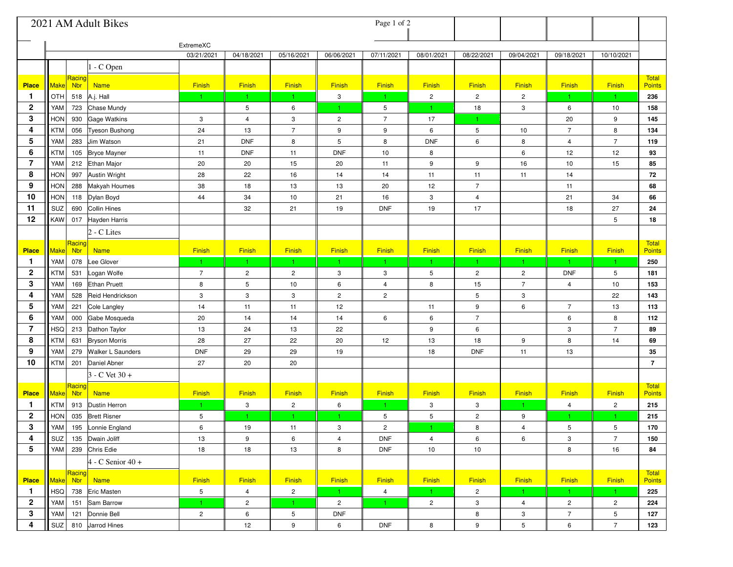# 2021 AM Adult Bikes

ExtremeXC

| Place | Make | Racing Nbr | Name | 03/21/2021 | 04/18/2021 | 05/16/2021 | 06/06/2021 | 07/11/2021 | 08/01/2021 | 08/22/2021 | 09/04/2021 | 09/18/2021 | 10/10/2021 | Total Points |
|---|---|---|---|---|---|---|---|---|---|---|---|---|---|---|
| | | | **1 - C Open** | | | | | | | | | | | |
| **Place** | **Make** | **Racing Nbr** | **Name** | Finish | Finish | Finish | Finish | Finish | Finish | Finish | Finish | Finish | Finish | **Total Points** |
| **1** | OTH | 518 | A.j. Hall | 1 | 1 | 1 | 3 | 1 | 2 | 2 | 2 | 1 | 1 | **236** |
| **2** | YAM | 723 | Chase Mundy | | 5 | 6 | 1 | 5 | 1 | 18 | 3 | 6 | 10 | **158** |
| **3** | HON | 930 | Gage Watkins | 3 | 4 | 3 | 2 | 7 | 17 | 1 | | 20 | 9 | **145** |
| **4** | KTM | 056 | Tyeson Bushong | 24 | 13 | 7 | 9 | 9 | 6 | 5 | 10 | 7 | 8 | **134** |
| **5** | YAM | 283 | Jim Watson | 21 | DNF | 8 | 5 | 8 | DNF | 6 | 8 | 4 | 7 | **119** |
| **6** | KTM | 105 | Bryce Mayner | 11 | DNF | 11 | DNF | 10 | 8 | | 6 | 12 | 12 | **93** |
| **7** | YAM | 212 | Ethan Major | 20 | 20 | 15 | 20 | 11 | 9 | 9 | 16 | 10 | 15 | **85** |
| **8** | HON | 997 | Austin Wright | 28 | 22 | 16 | 14 | 14 | 11 | 11 | 11 | 14 | | **72** |
| **9** | HON | 288 | Makyah Houmes | 38 | 18 | 13 | 13 | 20 | 12 | 7 | | 11 | | **68** |
| **10** | HON | 118 | Dylan Boyd | 44 | 34 | 10 | 21 | 16 | 3 | 4 | | 21 | 34 | **66** |
| **11** | SUZ | 690 | Collin Hines | | 32 | 21 | 19 | DNF | 19 | 17 | | 18 | 27 | **24** |
| **12** | KAW | 017 | Hayden Harris | | | | | | | | | | 5 | **18** |
| | | | **2 - C Lites** | | | | | | | | | | | |
| **Place** | **Make** | **Racing Nbr** | **Name** | Finish | Finish | Finish | Finish | Finish | Finish | Finish | Finish | Finish | Finish | **Total Points** |
| **1** | YAM | 078 | Lee Glover | 1 | 1 | 1 | 1 | 1 | 1 | 1 | 1 | 1 | 1 | **250** |
| **2** | KTM | 531 | Logan Wolfe | 7 | 2 | 2 | 3 | 3 | 5 | 2 | 2 | DNF | 5 | **181** |
| **3** | YAM | 169 | Ethan Pruett | 8 | 5 | 10 | 6 | 4 | 8 | 15 | 7 | 4 | 10 | **153** |
| **4** | YAM | 528 | Reid Hendrickson | 3 | 3 | 3 | 2 | 2 | | 5 | 3 | | 22 | **143** |
| **5** | YAM | 221 | Cole Langley | 14 | 11 | 11 | 12 | | 11 | 9 | 6 | 7 | 13 | **113** |
| **6** | YAM | 000 | Gabe Mosqueda | 20 | 14 | 14 | 14 | 6 | 6 | 7 | | 6 | 8 | **112** |
| **7** | HSQ | 213 | Dathon Taylor | 13 | 24 | 13 | 22 | | 9 | 6 | | 3 | 7 | **89** |
| **8** | KTM | 631 | Bryson Morris | 28 | 27 | 22 | 20 | 12 | 13 | 18 | 9 | 8 | 14 | **69** |
| **9** | YAM | 279 | Walker L Saunders | DNF | 29 | 29 | 19 | | 18 | DNF | 11 | 13 | | **35** |
| **10** | KTM | 201 | Daniel Abner | 27 | 20 | 20 | | | | | | | | **7** |
| | | | **3 - C Vet 30 +** | | | | | | | | | | | |
| **Place** | **Make** | **Racing Nbr** | **Name** | Finish | Finish | Finish | Finish | Finish | Finish | Finish | Finish | Finish | Finish | **Total Points** |
| **1** | KTM | 913 | Dustin Herron | 1 | 3 | 2 | 6 | 1 | 3 | 3 | 1 | 4 | 2 | **215** |
| **2** | HON | 035 | Brett Risner | 5 | 1 | 1 | 1 | 5 | 5 | 2 | 9 | 1 | 1 | **215** |
| **3** | YAM | 195 | Lonnie England | 6 | 19 | 11 | 3 | 2 | 1 | 8 | 4 | 5 | 5 | **170** |
| **4** | SUZ | 135 | Dwain Joliff | 13 | 9 | 6 | 4 | DNF | 4 | 6 | 6 | 3 | 7 | **150** |
| **5** | YAM | 239 | Chris Edie | 18 | 18 | 13 | 8 | DNF | 10 | 10 | | 8 | 16 | **84** |
| | | | **4 - C Senior 40 +** | | | | | | | | | | | |
| **Place** | **Make** | **Racing Nbr** | **Name** | Finish | Finish | Finish | Finish | Finish | Finish | Finish | Finish | Finish | Finish | **Total Points** |
| **1** | HSQ | 738 | Eric Masten | 5 | 4 | 2 | 1 | 4 | 1 | 2 | 1 | 1 | 1 | **225** |
| **2** | YAM | 151 | Sam Barrow | 1 | 2 | 1 | 2 | 1 | 2 | 3 | 4 | 2 | 2 | **224** |
| **3** | YAM | 121 | Donnie Bell | 2 | 6 | 5 | DNF | | | 8 | 3 | 7 | 5 | **127** |
| **4** | SUZ | 810 | Jarrod Hines | | 12 | 9 | 6 | DNF | 8 | 9 | 5 | 6 | 7 | **123** |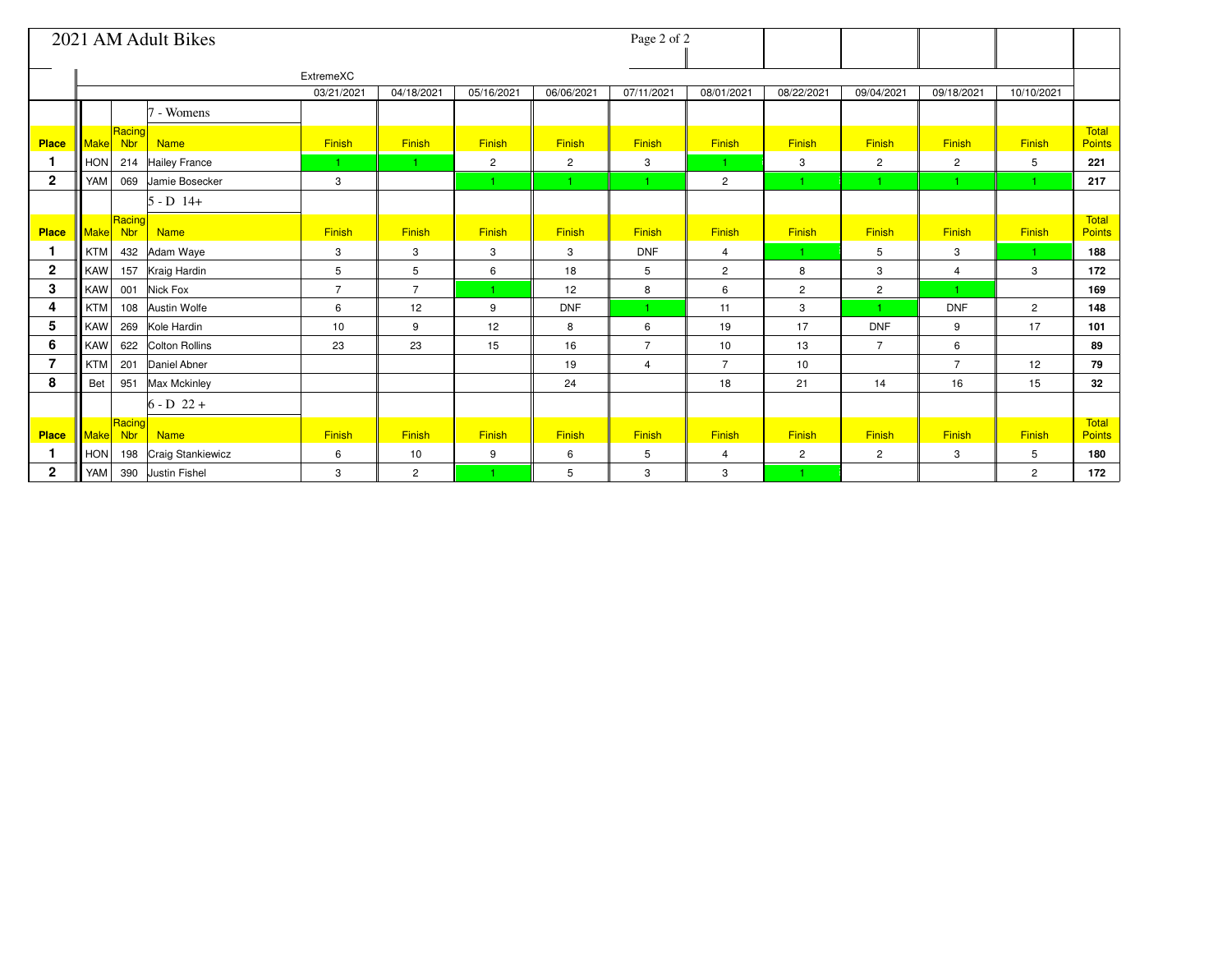# 2021 AM Adult Bikes

ExtremeXC

## 7 - Womens

| Place | Make | Racing Nbr | Name | 03/21/2021 Finish | 04/18/2021 Finish | 05/16/2021 Finish | 06/06/2021 Finish | 07/11/2021 Finish | 08/01/2021 Finish | 08/22/2021 Finish | 09/04/2021 Finish | 09/18/2021 Finish | 10/10/2021 Finish | Total Points |
|---|---|---|---|---|---|---|---|---|---|---|---|---|---|---|
| 1 | HON | 214 | Hailey France | 1 | 1 | 2 | 2 | 3 | 1 | 3 | 2 | 2 | 5 | 221 |
| 2 | YAM | 069 | Jamie Bosecker | 3 | | 1 | 1 | 1 | 2 | 1 | 1 | 1 | 1 | 217 |

## 5 - D 14+

| Place | Make | Racing Nbr | Name | 03/21/2021 Finish | 04/18/2021 Finish | 05/16/2021 Finish | 06/06/2021 Finish | 07/11/2021 Finish | 08/01/2021 Finish | 08/22/2021 Finish | 09/04/2021 Finish | 09/18/2021 Finish | 10/10/2021 Finish | Total Points |
|---|---|---|---|---|---|---|---|---|---|---|---|---|---|---|
| 1 | KTM | 432 | Adam Waye | 3 | 3 | 3 | 3 | DNF | 4 | 1 | 5 | 3 | 1 | 188 |
| 2 | KAW | 157 | Kraig Hardin | 5 | 5 | 6 | 18 | 5 | 2 | 8 | 3 | 4 | 3 | 172 |
| 3 | KAW | 001 | Nick Fox | 7 | 7 | 1 | 12 | 8 | 6 | 2 | 2 | 1 | | 169 |
| 4 | KTM | 108 | Austin Wolfe | 6 | 12 | 9 | DNF | 1 | 11 | 3 | 1 | DNF | 2 | 148 |
| 5 | KAW | 269 | Kole Hardin | 10 | 9 | 12 | 8 | 6 | 19 | 17 | DNF | 9 | 17 | 101 |
| 6 | KAW | 622 | Colton Rollins | 23 | 23 | 15 | 16 | 7 | 10 | 13 | 7 | 6 | | 89 |
| 7 | KTM | 201 | Daniel Abner | | | | 19 | 4 | 7 | 10 | | 7 | 12 | 79 |
| 8 | Bet | 951 | Max Mckinley | | | | 24 | | 18 | 21 | 14 | 16 | 15 | 32 |

## 6 - D 22 +

| Place | Make | Racing Nbr | Name | 03/21/2021 Finish | 04/18/2021 Finish | 05/16/2021 Finish | 06/06/2021 Finish | 07/11/2021 Finish | 08/01/2021 Finish | 08/22/2021 Finish | 09/04/2021 Finish | 09/18/2021 Finish | 10/10/2021 Finish | Total Points |
|---|---|---|---|---|---|---|---|---|---|---|---|---|---|---|
| 1 | HON | 198 | Craig Stankiewicz | 6 | 10 | 9 | 6 | 5 | 4 | 2 | 2 | 3 | 5 | 180 |
| 2 | YAM | 390 | Justin Fishel | 3 | 2 | 1 | 5 | 3 | 3 | 1 | | | 2 | 172 |